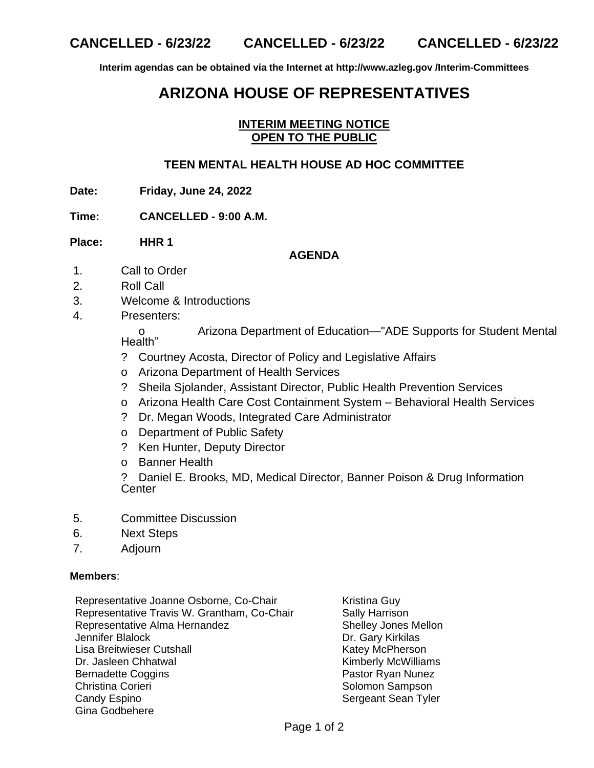**CANCELLED - 6/23/22 CANCELLED - 6/23/22 CANCELLED - 6/23/22**

**Interim agendas can be obtained via the Internet at http://www.azleg.gov /Interim-Committees**

# ARIZONA HOUSE OF REPRESENTATIVES

**INTERIM MEETING NOTICE**
**OPEN TO THE PUBLIC**

## TEEN MENTAL HEALTH HOUSE AD HOC COMMITTEE

**Date:** **Friday, June 24, 2022**

**Time:** **CANCELLED - 9:00 A.M.**

**Place:** **HHR 1**

**AGENDA**

1. Call to Order
2. Roll Call
3. Welcome & Introductions
4. Presenters:
   - o Arizona Department of Education—"ADE Supports for Student Mental Health"
   - ? Courtney Acosta, Director of Policy and Legislative Affairs
   - o Arizona Department of Health Services
   - ? Sheila Sjolander, Assistant Director, Public Health Prevention Services
   - o Arizona Health Care Cost Containment System – Behavioral Health Services
   - ? Dr. Megan Woods, Integrated Care Administrator
   - o Department of Public Safety
   - ? Ken Hunter, Deputy Director
   - o Banner Health
   - ? Daniel E. Brooks, MD, Medical Director, Banner Poison & Drug Information Center
5. Committee Discussion
6. Next Steps
7. Adjourn

**Members**:

Representative Joanne Osborne, Co-Chair
Representative Travis W. Grantham, Co-Chair
Representative Alma Hernandez
Jennifer Blalock
Lisa Breitwieser Cutshall
Dr. Jasleen Chhatwal
Bernadette Coggins
Christina Corieri
Candy Espino
Gina Godbehere
Kristina Guy
Sally Harrison
Shelley Jones Mellon
Dr. Gary Kirkilas
Katey McPherson
Kimberly McWilliams
Pastor Ryan Nunez
Solomon Sampson
Sergeant Sean Tyler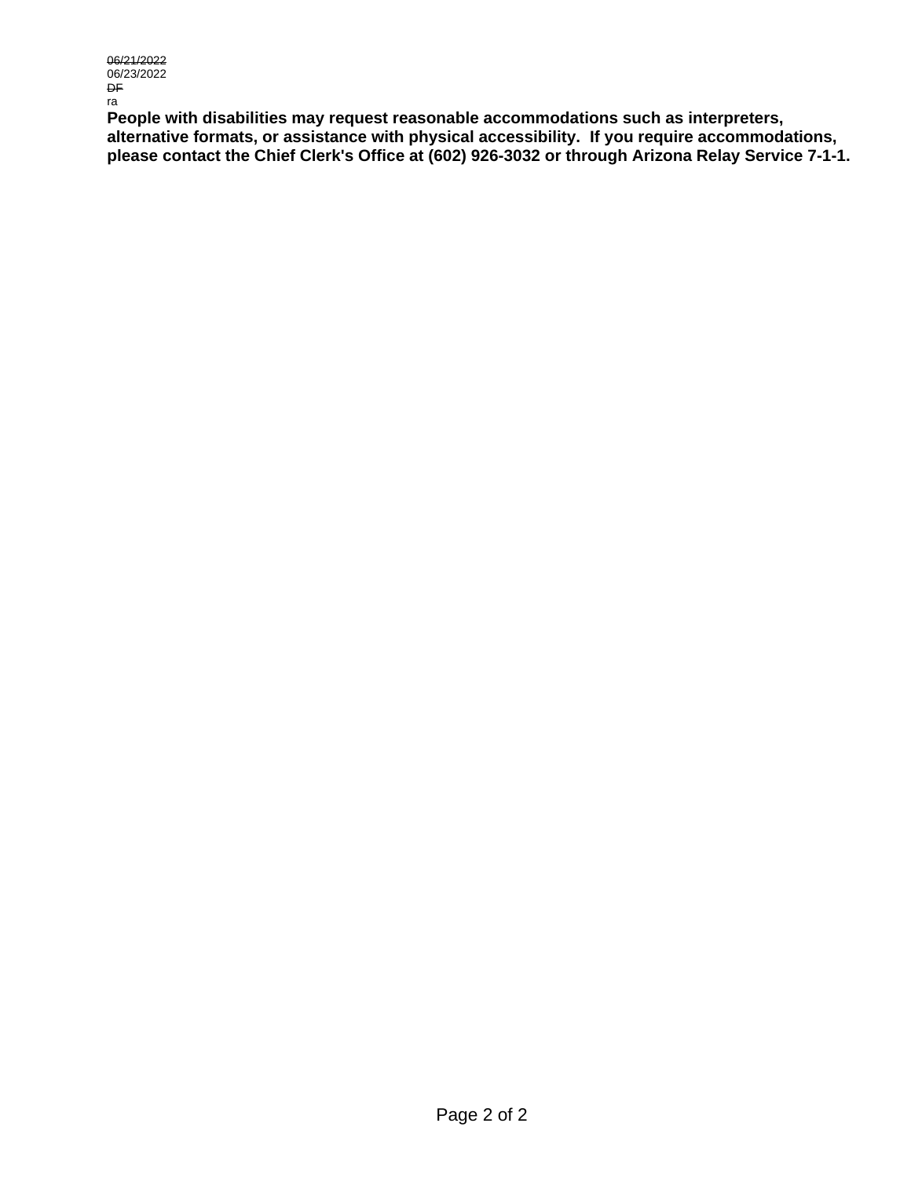~~06/21/2022~~
06/23/2022
~~DF~~
ra

**People with disabilities may request reasonable accommodations such as interpreters, alternative formats, or assistance with physical accessibility.  If you require accommodations, please contact the Chief Clerk's Office at (602) 926-3032 or through Arizona Relay Service 7-1-1.**